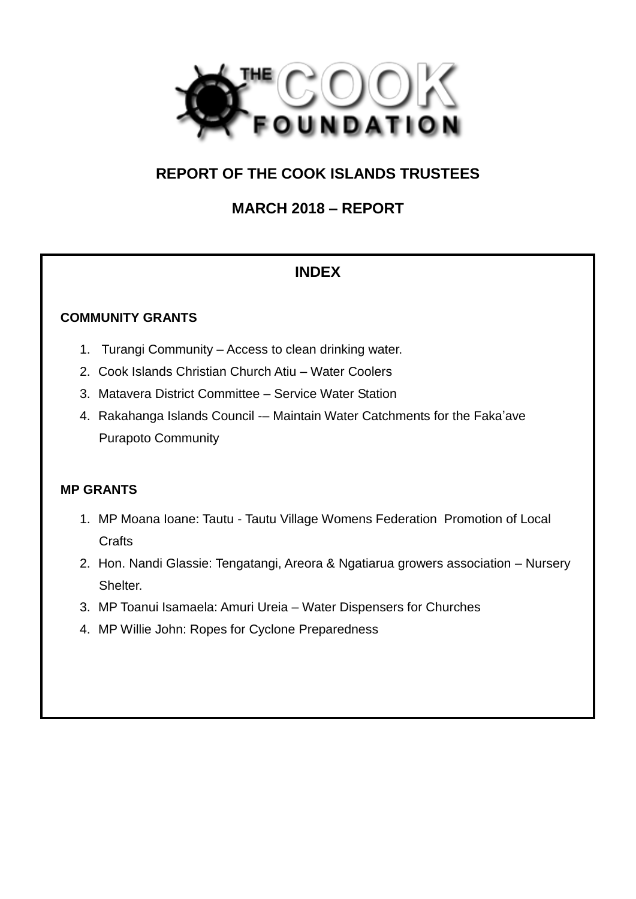# REPORT OF THE COOK ISLANDS TRUSTEES

## MARCH 2018 – REPORT

## INDEX

**COMMUNITY GRANTS**

1. Turangi Community – Access to clean drinking water.
2. Cook Islands Christian Church Atiu – Water Coolers
3. Matavera District Committee – Service Water Station
4. Rakahanga Islands Council -– Maintain Water Catchments for the Faka'ave Purapoto Community

**MP GRANTS**

1. MP Moana Ioane: Tautu - Tautu Village Womens Federation Promotion of Local Crafts
2. Hon. Nandi Glassie: Tengatangi, Areora & Ngatiarua growers association – Nursery Shelter.
3. MP Toanui Isamaela: Amuri Ureia – Water Dispensers for Churches
4. MP Willie John: Ropes for Cyclone Preparedness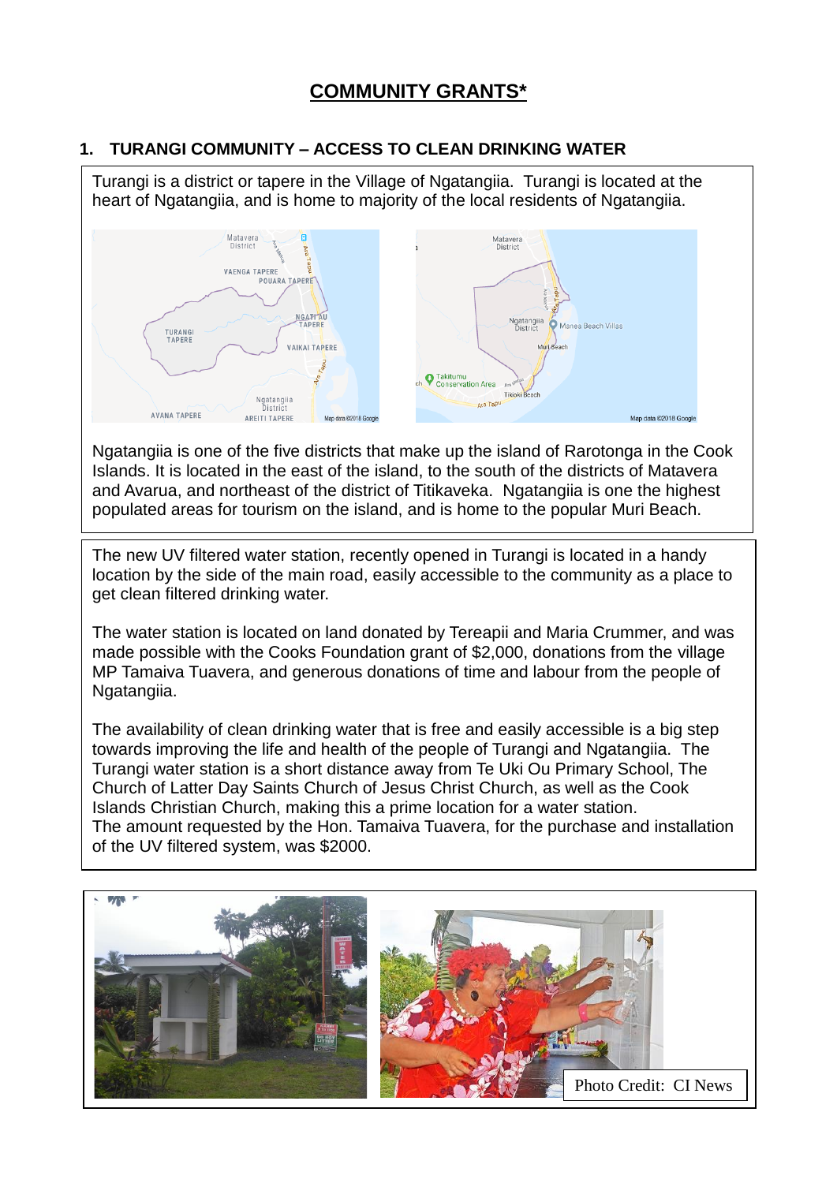# COMMUNITY GRANTS*

## 1. TURANGI COMMUNITY – ACCESS TO CLEAN DRINKING WATER

Turangi is a district or tapere in the Village of Ngatangiia. Turangi is located at the heart of Ngatangiia, and is home to majority of the local residents of Ngatangiia.

Ngatangiia is one of the five districts that make up the island of Rarotonga in the Cook Islands. It is located in the east of the island, to the south of the districts of Matavera and Avarua, and northeast of the district of Titikaveka. Ngatangiia is one the highest populated areas for tourism on the island, and is home to the popular Muri Beach.

The new UV filtered water station, recently opened in Turangi is located in a handy location by the side of the main road, easily accessible to the community as a place to get clean filtered drinking water.

The water station is located on land donated by Tereapii and Maria Crummer, and was made possible with the Cooks Foundation grant of $2,000, donations from the village MP Tamaiva Tuavera, and generous donations of time and labour from the people of Ngatangiia.

The availability of clean drinking water that is free and easily accessible is a big step towards improving the life and health of the people of Turangi and Ngatangiia. The Turangi water station is a short distance away from Te Uki Ou Primary School, The Church of Latter Day Saints Church of Jesus Christ Church, as well as the Cook Islands Christian Church, making this a prime location for a water station.
The amount requested by the Hon. Tamaiva Tuavera, for the purchase and installation of the UV filtered system, was $2000.

Photo Credit: CI News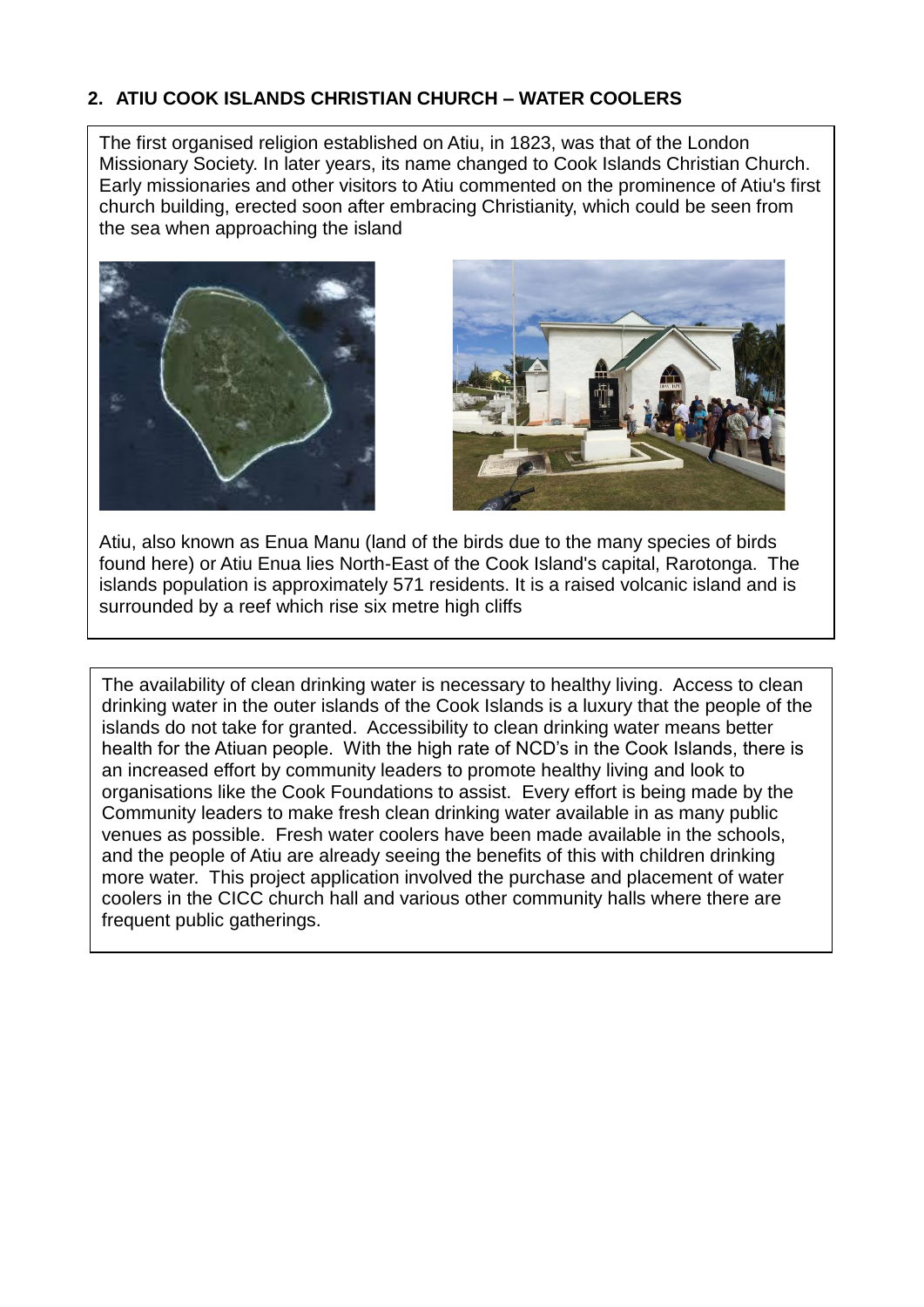## 2. ATIU COOK ISLANDS CHRISTIAN CHURCH – WATER COOLERS

The first organised religion established on Atiu, in 1823, was that of the London Missionary Society. In later years, its name changed to Cook Islands Christian Church. Early missionaries and other visitors to Atiu commented on the prominence of Atiu's first church building, erected soon after embracing Christianity, which could be seen from the sea when approaching the island

Atiu, also known as Enua Manu (land of the birds due to the many species of birds found here) or Atiu Enua lies North-East of the Cook Island's capital, Rarotonga. The islands population is approximately 571 residents. It is a raised volcanic island and is surrounded by a reef which rise six metre high cliffs

The availability of clean drinking water is necessary to healthy living. Access to clean drinking water in the outer islands of the Cook Islands is a luxury that the people of the islands do not take for granted. Accessibility to clean drinking water means better health for the Atiuan people. With the high rate of NCD's in the Cook Islands, there is an increased effort by community leaders to promote healthy living and look to organisations like the Cook Foundations to assist. Every effort is being made by the Community leaders to make fresh clean drinking water available in as many public venues as possible. Fresh water coolers have been made available in the schools, and the people of Atiu are already seeing the benefits of this with children drinking more water. This project application involved the purchase and placement of water coolers in the CICC church hall and various other community halls where there are frequent public gatherings.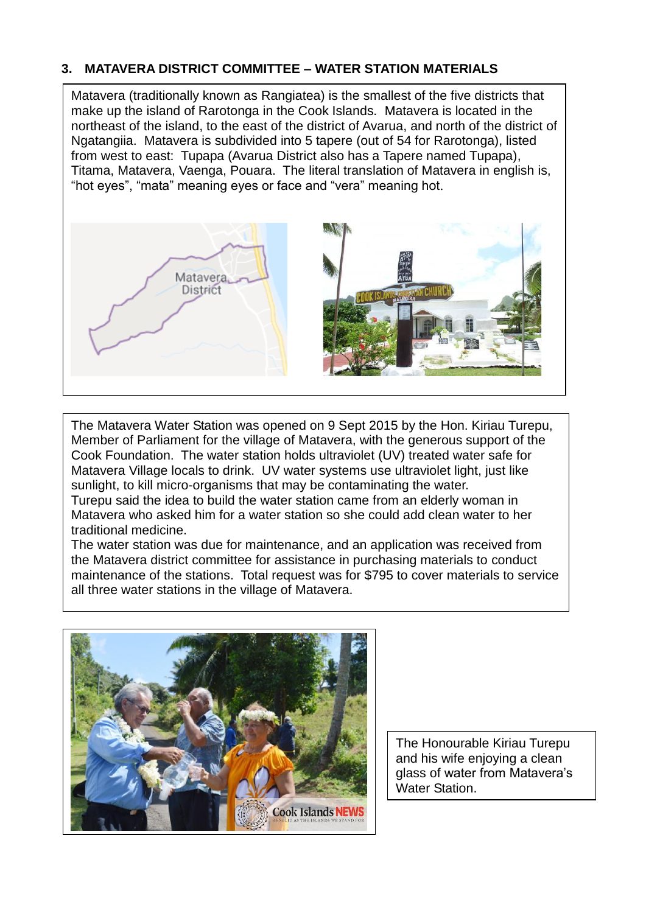### 3. MATAVERA DISTRICT COMMITTEE – WATER STATION MATERIALS

Matavera (traditionally known as Rangiatea) is the smallest of the five districts that make up the island of Rarotonga in the Cook Islands. Matavera is located in the northeast of the island, to the east of the district of Avarua, and north of the district of Ngatangiia. Matavera is subdivided into 5 tapere (out of 54 for Rarotonga), listed from west to east: Tupapa (Avarua District also has a Tapere named Tupapa), Titama, Matavera, Vaenga, Pouara. The literal translation of Matavera in english is, "hot eyes", "mata" meaning eyes or face and "vera" meaning hot.

The Matavera Water Station was opened on 9 Sept 2015 by the Hon. Kiriau Turepu, Member of Parliament for the village of Matavera, with the generous support of the Cook Foundation. The water station holds ultraviolet (UV) treated water safe for Matavera Village locals to drink. UV water systems use ultraviolet light, just like sunlight, to kill micro-organisms that may be contaminating the water.
Turepu said the idea to build the water station came from an elderly woman in Matavera who asked him for a water station so she could add clean water to her traditional medicine.
The water station was due for maintenance, and an application was received from the Matavera district committee for assistance in purchasing materials to conduct maintenance of the stations. Total request was for $795 to cover materials to service all three water stations in the village of Matavera.

The Honourable Kiriau Turepu and his wife enjoying a clean glass of water from Matavera's Water Station.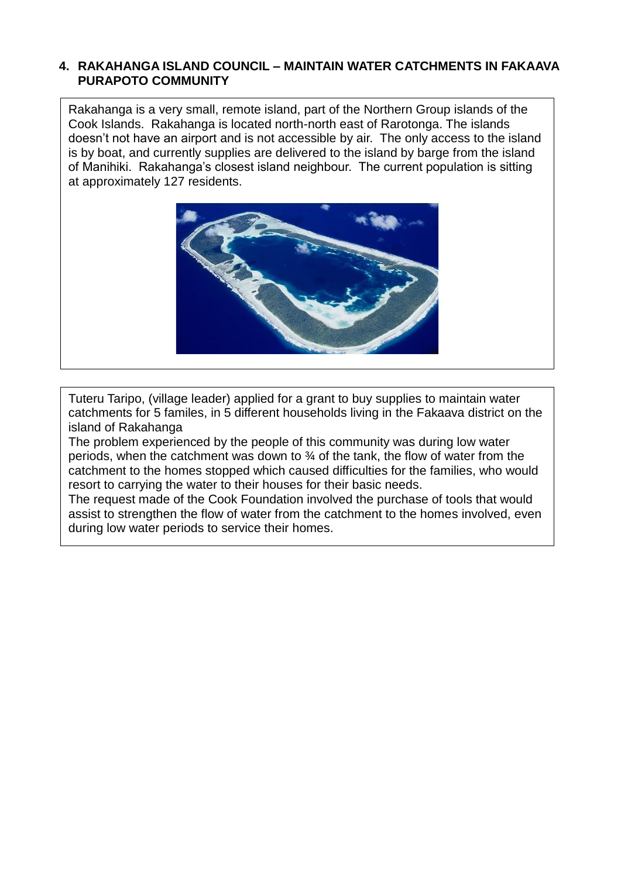## 4. RAKAHANGA ISLAND COUNCIL – MAINTAIN WATER CATCHMENTS IN FAKAAVA PURAPOTO COMMUNITY

Rakahanga is a very small, remote island, part of the Northern Group islands of the Cook Islands. Rakahanga is located north-north east of Rarotonga. The islands doesn't not have an airport and is not accessible by air. The only access to the island is by boat, and currently supplies are delivered to the island by barge from the island of Manihiki. Rakahanga's closest island neighbour. The current population is sitting at approximately 127 residents.

Tuteru Taripo, (village leader) applied for a grant to buy supplies to maintain water catchments for 5 familes, in 5 different households living in the Fakaava district on the island of Rakahanga

The problem experienced by the people of this community was during low water periods, when the catchment was down to ¾ of the tank, the flow of water from the catchment to the homes stopped which caused difficulties for the families, who would resort to carrying the water to their houses for their basic needs.

The request made of the Cook Foundation involved the purchase of tools that would assist to strengthen the flow of water from the catchment to the homes involved, even during low water periods to service their homes.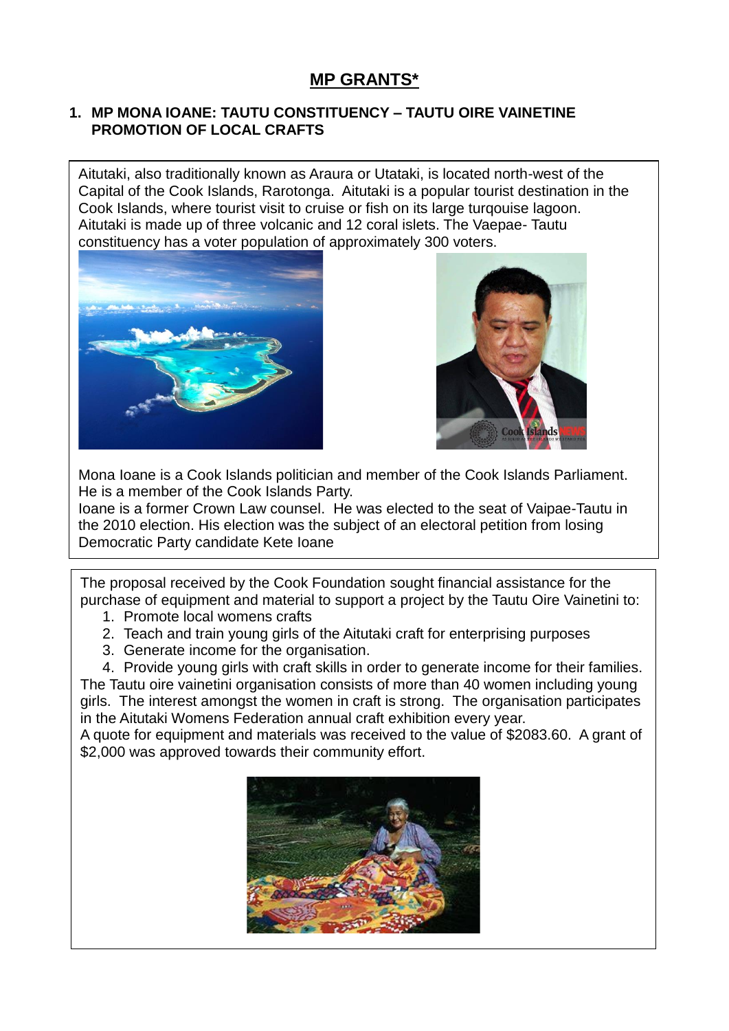# MP GRANTS*

## 1. MP MONA IOANE: TAUTU CONSTITUENCY – TAUTU OIRE VAINETINE PROMOTION OF LOCAL CRAFTS

Aitutaki, also traditionally known as Araura or Utataki, is located north-west of the Capital of the Cook Islands, Rarotonga. Aitutaki is a popular tourist destination in the Cook Islands, where tourist visit to cruise or fish on its large turqouise lagoon. Aitutaki is made up of three volcanic and 12 coral islets. The Vaepae- Tautu constituency has a voter population of approximately 300 voters.

Mona Ioane is a Cook Islands politician and member of the Cook Islands Parliament. He is a member of the Cook Islands Party.

Ioane is a former Crown Law counsel. He was elected to the seat of Vaipae-Tautu in the 2010 election. His election was the subject of an electoral petition from losing Democratic Party candidate Kete Ioane

The proposal received by the Cook Foundation sought financial assistance for the purchase of equipment and material to support a project by the Tautu Oire Vainetini to:

1. Promote local womens crafts
2. Teach and train young girls of the Aitutaki craft for enterprising purposes
3. Generate income for the organisation.
4. Provide young girls with craft skills in order to generate income for their families.

The Tautu oire vainetini organisation consists of more than 40 women including young girls. The interest amongst the women in craft is strong. The organisation participates in the Aitutaki Womens Federation annual craft exhibition every year.

A quote for equipment and materials was received to the value of $2083.60. A grant of $2,000 was approved towards their community effort.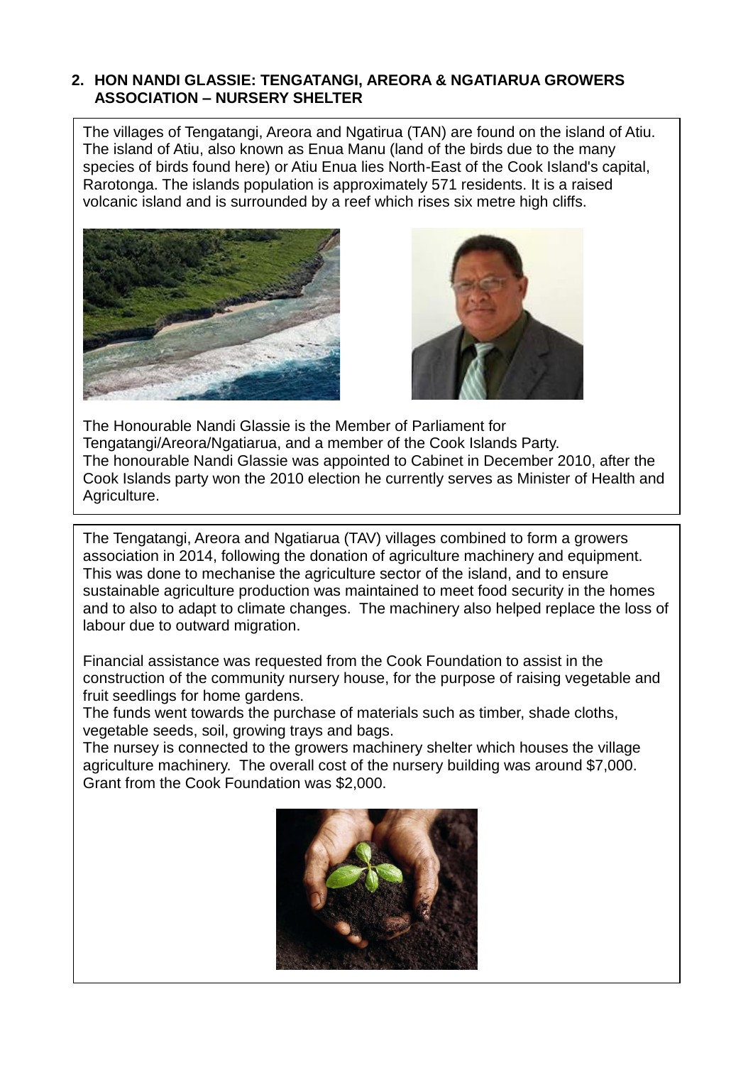## 2. HON NANDI GLASSIE: TENGATANGI, AREORA & NGATIARUA GROWERS ASSOCIATION – NURSERY SHELTER

The villages of Tengatangi, Areora and Ngatirua (TAN) are found on the island of Atiu. The island of Atiu, also known as Enua Manu (land of the birds due to the many species of birds found here) or Atiu Enua lies North-East of the Cook Island's capital, Rarotonga. The islands population is approximately 571 residents. It is a raised volcanic island and is surrounded by a reef which rises six metre high cliffs.

The Honourable Nandi Glassie is the Member of Parliament for Tengatangi/Areora/Ngatiarua, and a member of the Cook Islands Party.
The honourable Nandi Glassie was appointed to Cabinet in December 2010, after the Cook Islands party won the 2010 election he currently serves as Minister of Health and Agriculture.

The Tengatangi, Areora and Ngatiarua (TAV) villages combined to form a growers association in 2014, following the donation of agriculture machinery and equipment. This was done to mechanise the agriculture sector of the island, and to ensure sustainable agriculture production was maintained to meet food security in the homes and to also to adapt to climate changes. The machinery also helped replace the loss of labour due to outward migration.

Financial assistance was requested from the Cook Foundation to assist in the construction of the community nursery house, for the purpose of raising vegetable and fruit seedlings for home gardens.
The funds went towards the purchase of materials such as timber, shade cloths, vegetable seeds, soil, growing trays and bags.
The nursey is connected to the growers machinery shelter which houses the village agriculture machinery. The overall cost of the nursery building was around $7,000. Grant from the Cook Foundation was $2,000.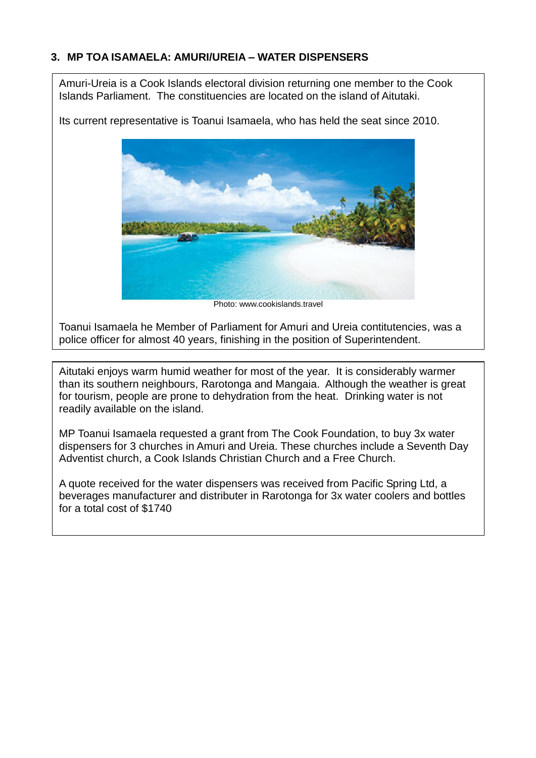### 3. MP TOA ISAMAELA: AMURI/UREIA – WATER DISPENSERS

Amuri-Ureia is a Cook Islands electoral division returning one member to the Cook Islands Parliament. The constituencies are located on the island of Aitutaki.

Its current representative is Toanui Isamaela, who has held the seat since 2010.

Photo: www.cookislands.travel

Toanui Isamaela he Member of Parliament for Amuri and Ureia contitutencies, was a police officer for almost 40 years, finishing in the position of Superintendent.

Aitutaki enjoys warm humid weather for most of the year. It is considerably warmer than its southern neighbours, Rarotonga and Mangaia. Although the weather is great for tourism, people are prone to dehydration from the heat. Drinking water is not readily available on the island.

MP Toanui Isamaela requested a grant from The Cook Foundation, to buy 3x water dispensers for 3 churches in Amuri and Ureia. These churches include a Seventh Day Adventist church, a Cook Islands Christian Church and a Free Church.

A quote received for the water dispensers was received from Pacific Spring Ltd, a beverages manufacturer and distributer in Rarotonga for 3x water coolers and bottles for a total cost of $1740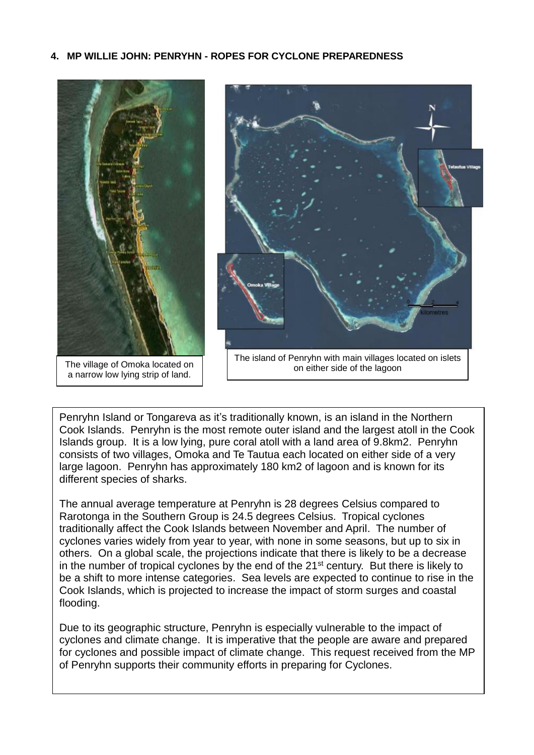## 4. MP WILLIE JOHN: PENRYHN - ROPES FOR CYCLONE PREPAREDNESS

The village of Omoka located on a narrow low lying strip of land.

The island of Penryhn with main villages located on islets on either side of the lagoon

Penryhn Island or Tongareva as it's traditionally known, is an island in the Northern Cook Islands. Penryhn is the most remote outer island and the largest atoll in the Cook Islands group. It is a low lying, pure coral atoll with a land area of 9.8km2. Penryhn consists of two villages, Omoka and Te Tautua each located on either side of a very large lagoon. Penryhn has approximately 180 km2 of lagoon and is known for its different species of sharks.

The annual average temperature at Penryhn is 28 degrees Celsius compared to Rarotonga in the Southern Group is 24.5 degrees Celsius. Tropical cyclones traditionally affect the Cook Islands between November and April. The number of cyclones varies widely from year to year, with none in some seasons, but up to six in others. On a global scale, the projections indicate that there is likely to be a decrease in the number of tropical cyclones by the end of the 21st century. But there is likely to be a shift to more intense categories. Sea levels are expected to continue to rise in the Cook Islands, which is projected to increase the impact of storm surges and coastal flooding.

Due to its geographic structure, Penryhn is especially vulnerable to the impact of cyclones and climate change. It is imperative that the people are aware and prepared for cyclones and possible impact of climate change. This request received from the MP of Penryhn supports their community efforts in preparing for Cyclones.